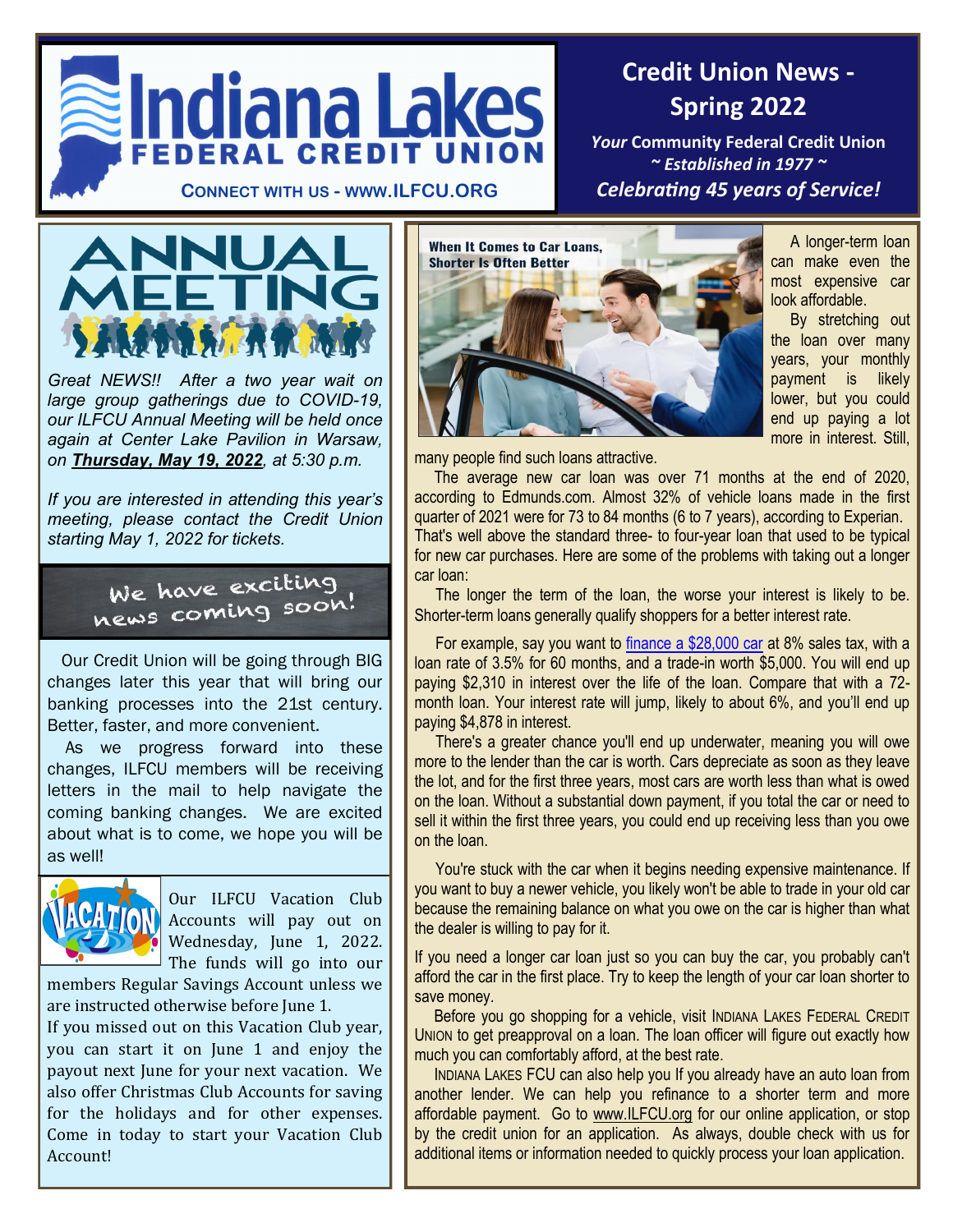# Indiana Lakes Federal Credit Union

**Connect with us - www.ILFCU.ORG**

## Credit Union News - Spring 2022

***Your* Community Federal Credit Union**
***~ Established in 1977 ~***
***Celebrating 45 years of Service!***

## ANNUAL MEETING

*Great NEWS!! After a two year wait on large group gatherings due to COVID-19, our ILFCU Annual Meeting will be held once again at Center Lake Pavilion in Warsaw, on* ***Thursday, May 19, 2022****, at 5:30 p.m.*

*If you are interested in attending this year's meeting, please contact the Credit Union starting May 1, 2022 for tickets.*

## We have exciting news coming soon!

Our Credit Union will be going through BIG changes later this year that will bring our banking processes into the 21st century. Better, faster, and more convenient.

As we progress forward into these changes, ILFCU members will be receiving letters in the mail to help navigate the coming banking changes. We are excited about what is to come, we hope you will be as well!

## Vacation

Our ILFCU Vacation Club Accounts will pay out on Wednesday, June 1, 2022. The funds will go into our members Regular Savings Account unless we are instructed otherwise before June 1.

If you missed out on this Vacation Club year, you can start it on June 1 and enjoy the payout next June for your next vacation. We also offer Christmas Club Accounts for saving for the holidays and for other expenses. Come in today to start your Vacation Club Account!

## When It Comes to Car Loans, Shorter Is Often Better

A longer-term loan can make even the most expensive car look affordable.

By stretching out the loan over many years, your monthly payment is likely lower, but you could end up paying a lot more in interest. Still, many people find such loans attractive.

The average new car loan was over 71 months at the end of 2020, according to Edmunds.com. Almost 32% of vehicle loans made in the first quarter of 2021 were for 73 to 84 months (6 to 7 years), according to Experian. That's well above the standard three- to four-year loan that used to be typical for new car purchases. Here are some of the problems with taking out a longer car loan:

The longer the term of the loan, the worse your interest is likely to be. Shorter-term loans generally qualify shoppers for a better interest rate.

For example, say you want to finance a $28,000 car at 8% sales tax, with a loan rate of 3.5% for 60 months, and a trade-in worth $5,000. You will end up paying $2,310 in interest over the life of the loan. Compare that with a 72-month loan. Your interest rate will jump, likely to about 6%, and you'll end up paying $4,878 in interest.

There's a greater chance you'll end up underwater, meaning you will owe more to the lender than the car is worth. Cars depreciate as soon as they leave the lot, and for the first three years, most cars are worth less than what is owed on the loan. Without a substantial down payment, if you total the car or need to sell it within the first three years, you could end up receiving less than you owe on the loan.

You're stuck with the car when it begins needing expensive maintenance. If you want to buy a newer vehicle, you likely won't be able to trade in your old car because the remaining balance on what you owe on the car is higher than what the dealer is willing to pay for it.

If you need a longer car loan just so you can buy the car, you probably can't afford the car in the first place. Try to keep the length of your car loan shorter to save money.

Before you go shopping for a vehicle, visit Indiana Lakes Federal Credit Union to get preapproval on a loan. The loan officer will figure out exactly how much you can comfortably afford, at the best rate.

Indiana Lakes FCU can also help you If you already have an auto loan from another lender. We can help you refinance to a shorter term and more affordable payment. Go to www.ILFCU.org for our online application, or stop by the credit union for an application. As always, double check with us for additional items or information needed to quickly process your loan application.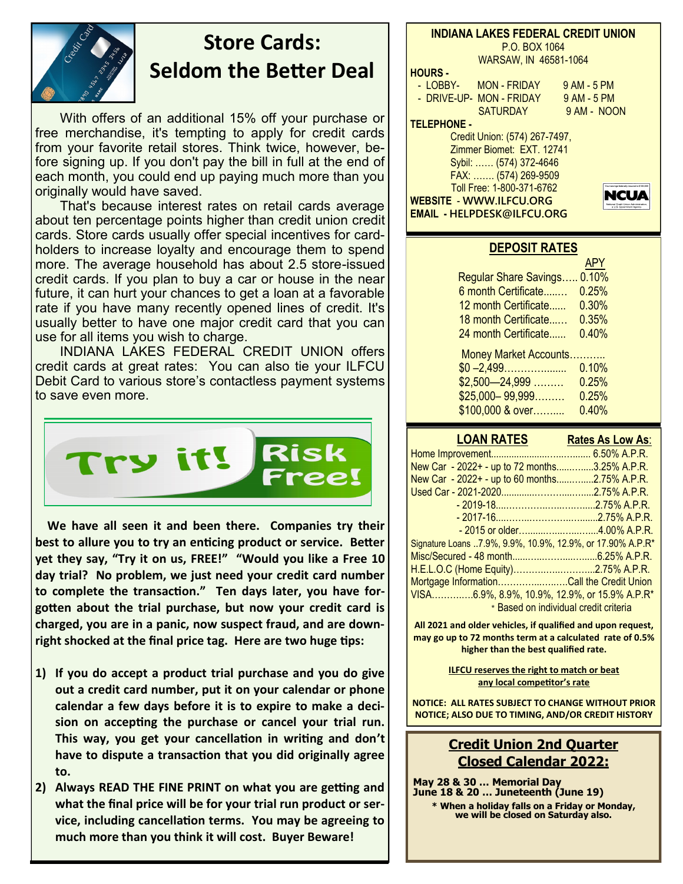# Store Cards: Seldom the Better Deal

With offers of an additional 15% off your purchase or free merchandise, it's tempting to apply for credit cards from your favorite retail stores. Think twice, however, before signing up. If you don't pay the bill in full at the end of each month, you could end up paying much more than you originally would have saved.

That's because interest rates on retail cards average about ten percentage points higher than credit union credit cards. Store cards usually offer special incentives for cardholders to increase loyalty and encourage them to spend more. The average household has about 2.5 store-issued credit cards. If you plan to buy a car or house in the near future, it can hurt your chances to get a loan at a favorable rate if you have many recently opened lines of credit. It's usually better to have one major credit card that you can use for all items you wish to charge.

INDIANA LAKES FEDERAL CREDIT UNION offers credit cards at great rates: You can also tie your ILFCU Debit Card to various store's contactless payment systems to save even more.

## Try it! Risk Free!

**We have all seen it and been there. Companies try their best to allure you to try an enticing product or service. Better yet they say, "Try it on us, FREE!" "Would you like a Free 10 day trial? No problem, we just need your credit card number to complete the transaction." Ten days later, you have forgotten about the trial purchase, but now your credit card is charged, you are in a panic, now suspect fraud, and are downright shocked at the final price tag. Here are two huge tips:**

1) **If you do accept a product trial purchase and you do give out a credit card number, put it on your calendar or phone calendar a few days before it is to expire to make a decision on accepting the purchase or cancel your trial run. This way, you get your cancellation in writing and don't have to dispute a transaction that you did originally agree to.**
2) **Always READ THE FINE PRINT on what you are getting and what the final price will be for your trial run product or service, including cancellation terms. You may be agreeing to much more than you think it will cost. Buyer Beware!**

---

**INDIANA LAKES FEDERAL CREDIT UNION**
P.O. BOX 1064
WARSAW, IN 46581-1064

**HOURS -**
- LOBBY- MON - FRIDAY 9 AM - 5 PM
- DRIVE-UP- MON - FRIDAY 9 AM - 5 PM
  SATURDAY 9 AM - NOON

**TELEPHONE -**
Credit Union: (574) 267-7497,
Zimmer Biomet: EXT. 12741
Sybil: …… (574) 372-4646
FAX: ……. (574) 269-9509
Toll Free: 1-800-371-6762

**WEBSITE - WWW.ILFCU.ORG**
**EMAIL - HELPDESK@ILFCU.ORG**

NCUA

## DEPOSIT RATES

| | APY |
|---|---|
| Regular Share Savings | 0.10% |
| 6 month Certificate | 0.25% |
| 12 month Certificate | 0.30% |
| 18 month Certificate | 0.35% |
| 24 month Certificate | 0.40% |
| Money Market Accounts | |
| $0 –2,499 | 0.10% |
| $2,500—24,999 | 0.25% |
| $25,000– 99,999 | 0.25% |
| $100,000 & over | 0.40% |

## LOAN RATES

| LOAN RATES | Rates As Low As: |
|---|---|
| Home Improvement | 6.50% A.P.R. |
| New Car - 2022+ - up to 72 months | 3.25% A.P.R. |
| New Car - 2022+ - up to 60 months | 2.75% A.P.R. |
| Used Car - 2021-2020 | 2.75% A.P.R. |
| - 2019-18 | 2.75% A.P.R. |
| - 2017-16 | 2.75% A.P.R. |
| - 2015 or older | 4.00% A.P.R. |
| Signature Loans | 7.9%, 9.9%, 10.9%, 12.9%, or 17.90% A.P.R* |
| Misc/Secured - 48 month | 6.25% A.P.R. |
| H.E.L.O.C (Home Equity) | 2.75% A.P.R. |
| Mortgage Information | Call the Credit Union |
| VISA | 6.9%, 8.9%, 10.9%, 12.9%, or 15.9% A.P.R* |

\* Based on individual credit criteria

**All 2021 and older vehicles, if qualified and upon request, may go up to 72 months term at a calculated rate of 0.5% higher than the best qualified rate.**

**ILFCU reserves the right to match or beat any local competitor's rate**

**NOTICE: ALL RATES SUBJECT TO CHANGE WITHOUT PRIOR NOTICE; ALSO DUE TO TIMING, AND/OR CREDIT HISTORY**

## Credit Union 2nd Quarter Closed Calendar 2022:

**May 28 & 30 … Memorial Day**
**June 18 & 20 … Juneteenth (June 19)**

**\* When a holiday falls on a Friday or Monday, we will be closed on Saturday also.**